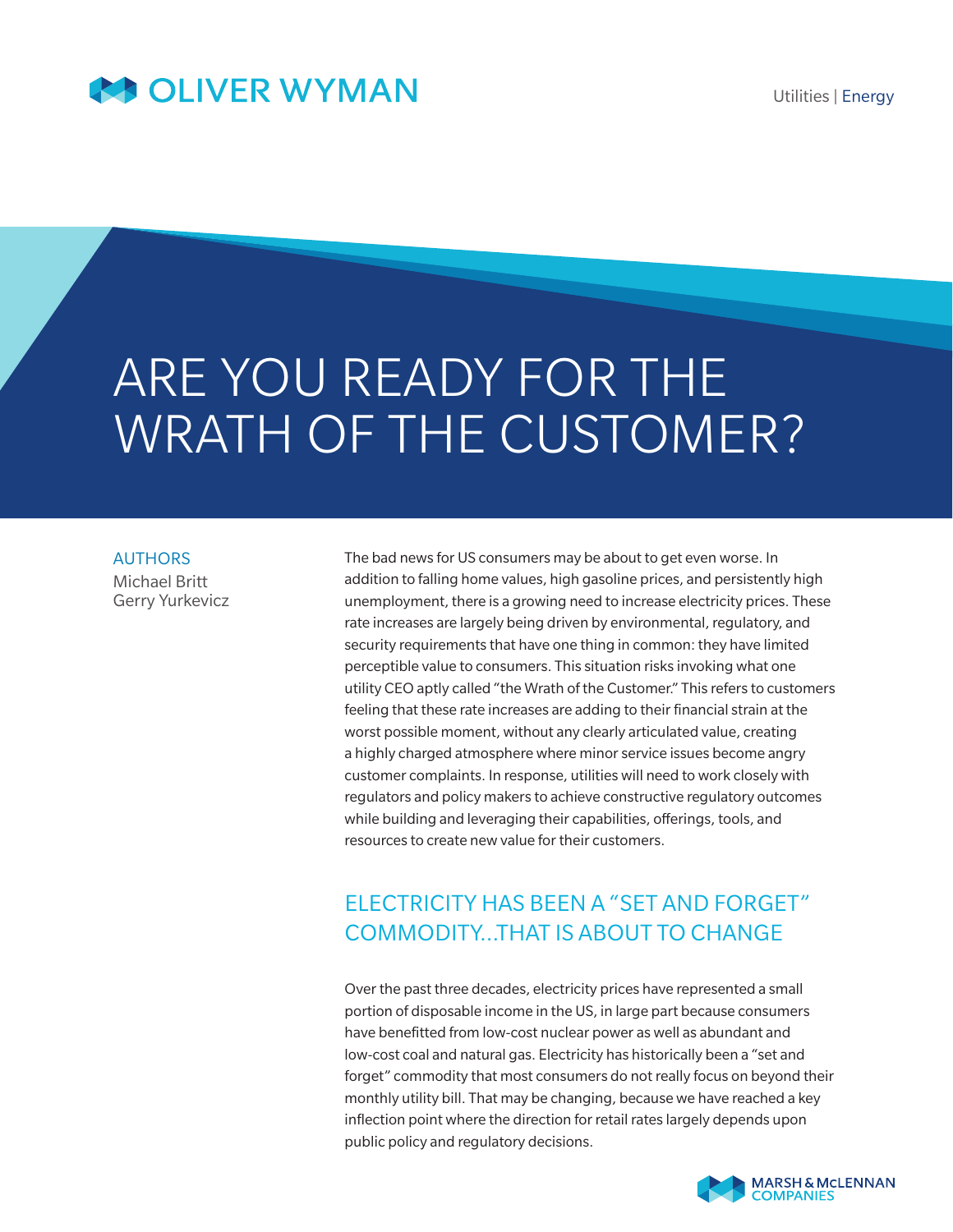Utilities | Energy

# ARE YOU READY FOR THE WRATH OF THE CUSTOMER?

**AUTHORS**
Michael Britt
Gerry Yurkevicz

The bad news for US consumers may be about to get even worse. In addition to falling home values, high gasoline prices, and persistently high unemployment, there is a growing need to increase electricity prices. These rate increases are largely being driven by environmental, regulatory, and security requirements that have one thing in common: they have limited perceptible value to consumers. This situation risks invoking what one utility CEO aptly called "the Wrath of the Customer." This refers to customers feeling that these rate increases are adding to their financial strain at the worst possible moment, without any clearly articulated value, creating a highly charged atmosphere where minor service issues become angry customer complaints. In response, utilities will need to work closely with regulators and policy makers to achieve constructive regulatory outcomes while building and leveraging their capabilities, offerings, tools, and resources to create new value for their customers.

## ELECTRICITY HAS BEEN A "SET AND FORGET" COMMODITY...THAT IS ABOUT TO CHANGE

Over the past three decades, electricity prices have represented a small portion of disposable income in the US, in large part because consumers have benefitted from low-cost nuclear power as well as abundant and low-cost coal and natural gas. Electricity has historically been a "set and forget" commodity that most consumers do not really focus on beyond their monthly utility bill. That may be changing, because we have reached a key inflection point where the direction for retail rates largely depends upon public policy and regulatory decisions.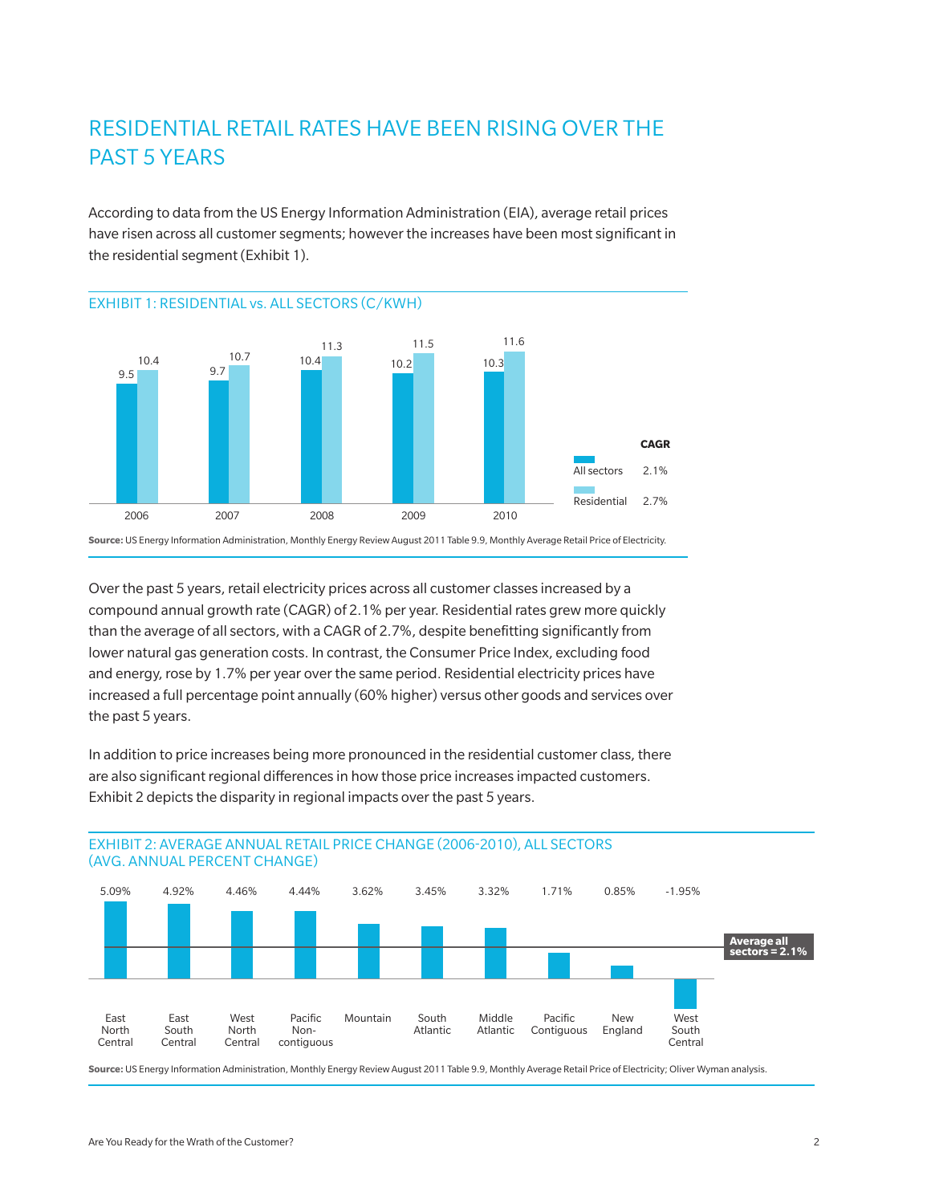# RESIDENTIAL RETAIL RATES HAVE BEEN RISING OVER THE PAST 5 YEARS

According to data from the US Energy Information Administration (EIA), average retail prices have risen across all customer segments; however the increases have been most significant in the residential segment (Exhibit 1).

## EXHIBIT 1: RESIDENTIAL vs. ALL SECTORS (C/KWH)

| | 2006 | 2007 | 2008 | 2009 | 2010 | CAGR |
|---|---|---|---|---|---|---|
| All sectors | 9.5 | 9.7 | 10.4 | 10.2 | 10.3 | 2.1% |
| Residential | 10.4 | 10.7 | 11.3 | 11.5 | 11.6 | 2.7% |

**Source:** US Energy Information Administration, Monthly Energy Review August 2011 Table 9.9, Monthly Average Retail Price of Electricity.

Over the past 5 years, retail electricity prices across all customer classes increased by a compound annual growth rate (CAGR) of 2.1% per year. Residential rates grew more quickly than the average of all sectors, with a CAGR of 2.7%, despite benefitting significantly from lower natural gas generation costs. In contrast, the Consumer Price Index, excluding food and energy, rose by 1.7% per year over the same period. Residential electricity prices have increased a full percentage point annually (60% higher) versus other goods and services over the past 5 years.

In addition to price increases being more pronounced in the residential customer class, there are also significant regional differences in how those price increases impacted customers. Exhibit 2 depicts the disparity in regional impacts over the past 5 years.

## EXHIBIT 2: AVERAGE ANNUAL RETAIL PRICE CHANGE (2006-2010), ALL SECTORS (AVG. ANNUAL PERCENT CHANGE)

| Region | Avg. annual percent change |
|---|---|
| East North Central | 5.09% |
| East South Central | 4.92% |
| West North Central | 4.46% |
| Pacific Non-contiguous | 4.44% |
| Mountain | 3.62% |
| South Atlantic | 3.45% |
| Middle Atlantic | 3.32% |
| Pacific Contiguous | 1.71% |
| New England | 0.85% |
| West South Central | -1.95% |

**Average all sectors = 2.1%**

**Source:** US Energy Information Administration, Monthly Energy Review August 2011 Table 9.9, Monthly Average Retail Price of Electricity; Oliver Wyman analysis.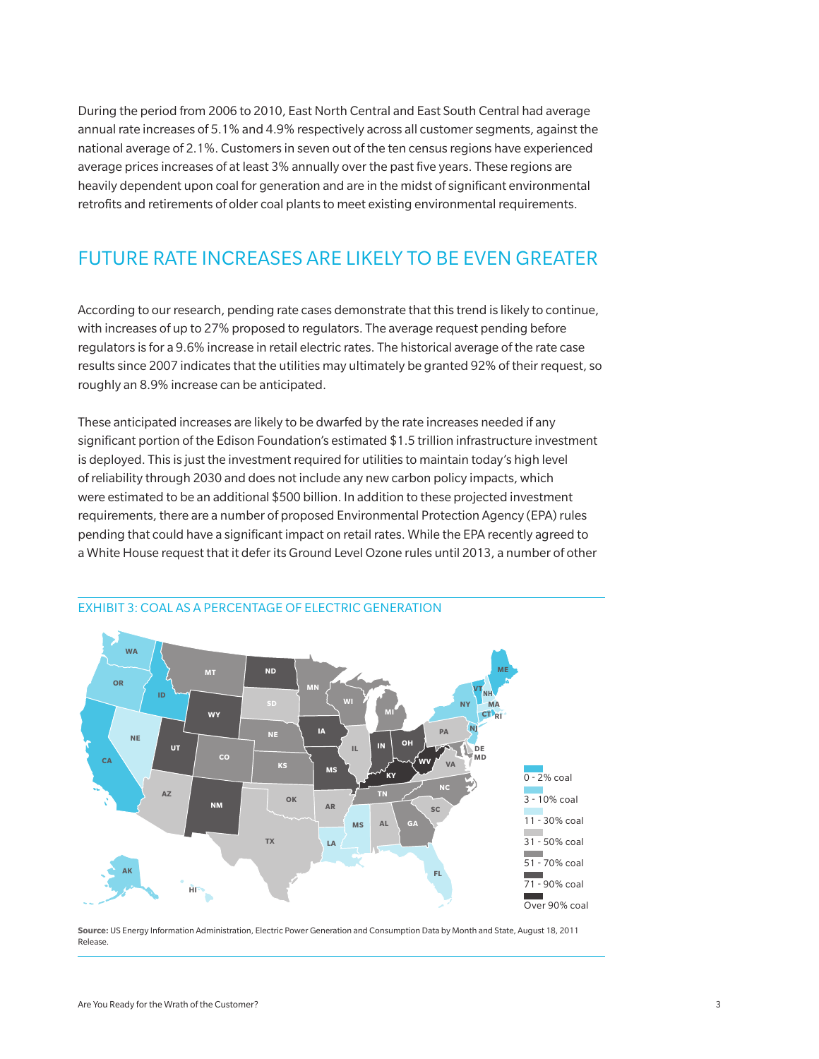During the period from 2006 to 2010, East North Central and East South Central had average annual rate increases of 5.1% and 4.9% respectively across all customer segments, against the national average of 2.1%. Customers in seven out of the ten census regions have experienced average prices increases of at least 3% annually over the past five years. These regions are heavily dependent upon coal for generation and are in the midst of significant environmental retrofits and retirements of older coal plants to meet existing environmental requirements.

## FUTURE RATE INCREASES ARE LIKELY TO BE EVEN GREATER

According to our research, pending rate cases demonstrate that this trend is likely to continue, with increases of up to 27% proposed to regulators. The average request pending before regulators is for a 9.6% increase in retail electric rates. The historical average of the rate case results since 2007 indicates that the utilities may ultimately be granted 92% of their request, so roughly an 8.9% increase can be anticipated.

These anticipated increases are likely to be dwarfed by the rate increases needed if any significant portion of the Edison Foundation's estimated $1.5 trillion infrastructure investment is deployed. This is just the investment required for utilities to maintain today's high level of reliability through 2030 and does not include any new carbon policy impacts, which were estimated to be an additional $500 billion. In addition to these projected investment requirements, there are a number of proposed Environmental Protection Agency (EPA) rules pending that could have a significant impact on retail rates. While the EPA recently agreed to a White House request that it defer its Ground Level Ozone rules until 2013, a number of other

EXHIBIT 3: COAL AS A PERCENTAGE OF ELECTRIC GENERATION

WA OR CA ID NE UT AZ MT WY CO NM ND SD NE KS OK TX MN IA MS AR LA WI IL MI IN OH KY TN MS AL GA FL WV VA NC SC PA NY VT NH ME MA CT RI NJ DE MD AK HI

0 - 2% coal
3 - 10% coal
11 - 30% coal
31 - 50% coal
51 - 70% coal
71 - 90% coal
Over 90% coal

**Source:** US Energy Information Administration, Electric Power Generation and Consumption Data by Month and State, August 18, 2011 Release.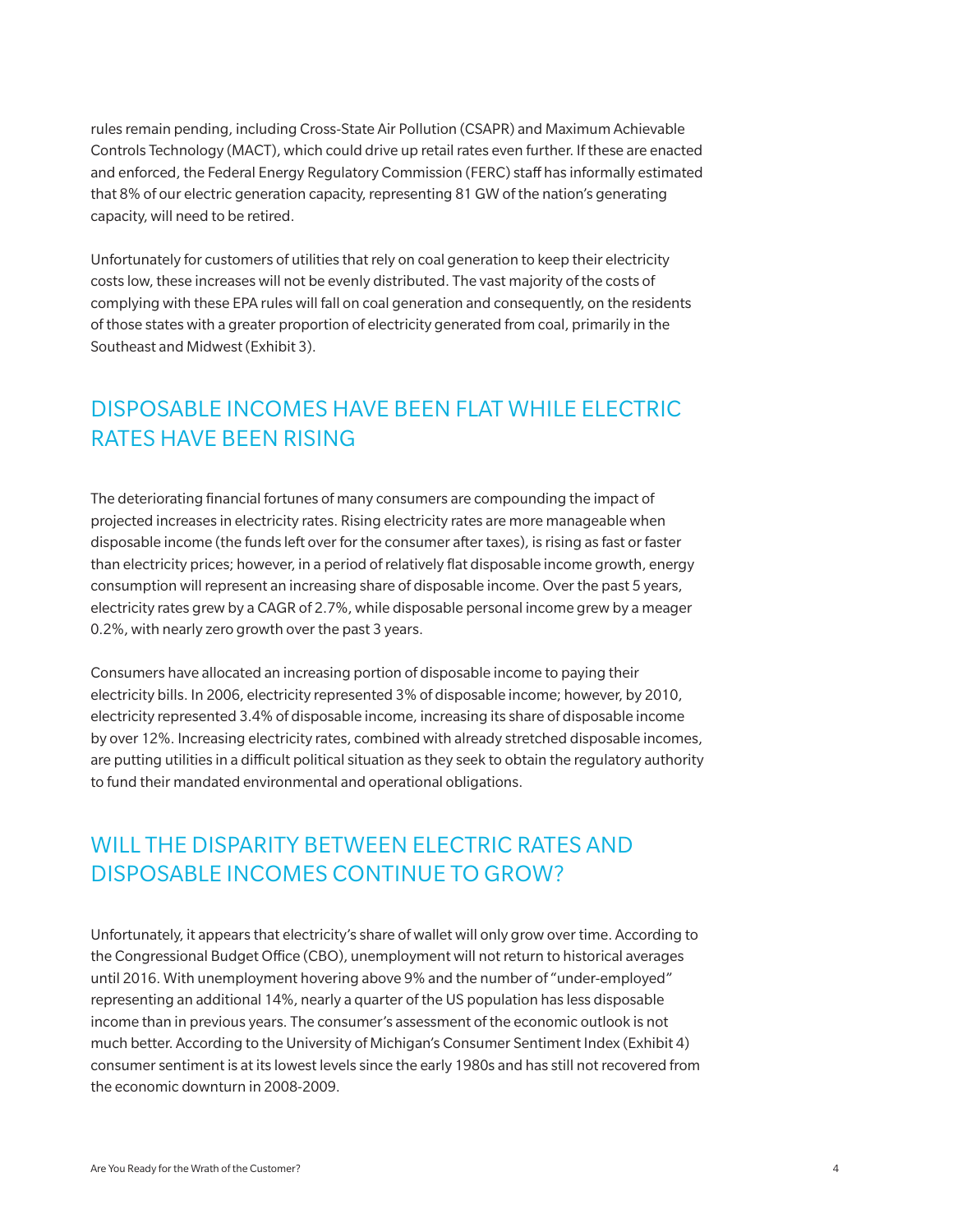rules remain pending, including Cross-State Air Pollution (CSAPR) and Maximum Achievable Controls Technology (MACT), which could drive up retail rates even further. If these are enacted and enforced, the Federal Energy Regulatory Commission (FERC) staff has informally estimated that 8% of our electric generation capacity, representing 81 GW of the nation's generating capacity, will need to be retired.

Unfortunately for customers of utilities that rely on coal generation to keep their electricity costs low, these increases will not be evenly distributed. The vast majority of the costs of complying with these EPA rules will fall on coal generation and consequently, on the residents of those states with a greater proportion of electricity generated from coal, primarily in the Southeast and Midwest (Exhibit 3).

## DISPOSABLE INCOMES HAVE BEEN FLAT WHILE ELECTRIC RATES HAVE BEEN RISING

The deteriorating financial fortunes of many consumers are compounding the impact of projected increases in electricity rates. Rising electricity rates are more manageable when disposable income (the funds left over for the consumer after taxes), is rising as fast or faster than electricity prices; however, in a period of relatively flat disposable income growth, energy consumption will represent an increasing share of disposable income. Over the past 5 years, electricity rates grew by a CAGR of 2.7%, while disposable personal income grew by a meager 0.2%, with nearly zero growth over the past 3 years.

Consumers have allocated an increasing portion of disposable income to paying their electricity bills. In 2006, electricity represented 3% of disposable income; however, by 2010, electricity represented 3.4% of disposable income, increasing its share of disposable income by over 12%. Increasing electricity rates, combined with already stretched disposable incomes, are putting utilities in a difficult political situation as they seek to obtain the regulatory authority to fund their mandated environmental and operational obligations.

## WILL THE DISPARITY BETWEEN ELECTRIC RATES AND DISPOSABLE INCOMES CONTINUE TO GROW?

Unfortunately, it appears that electricity's share of wallet will only grow over time. According to the Congressional Budget Office (CBO), unemployment will not return to historical averages until 2016. With unemployment hovering above 9% and the number of "under-employed" representing an additional 14%, nearly a quarter of the US population has less disposable income than in previous years. The consumer's assessment of the economic outlook is not much better. According to the University of Michigan's Consumer Sentiment Index (Exhibit 4) consumer sentiment is at its lowest levels since the early 1980s and has still not recovered from the economic downturn in 2008-2009.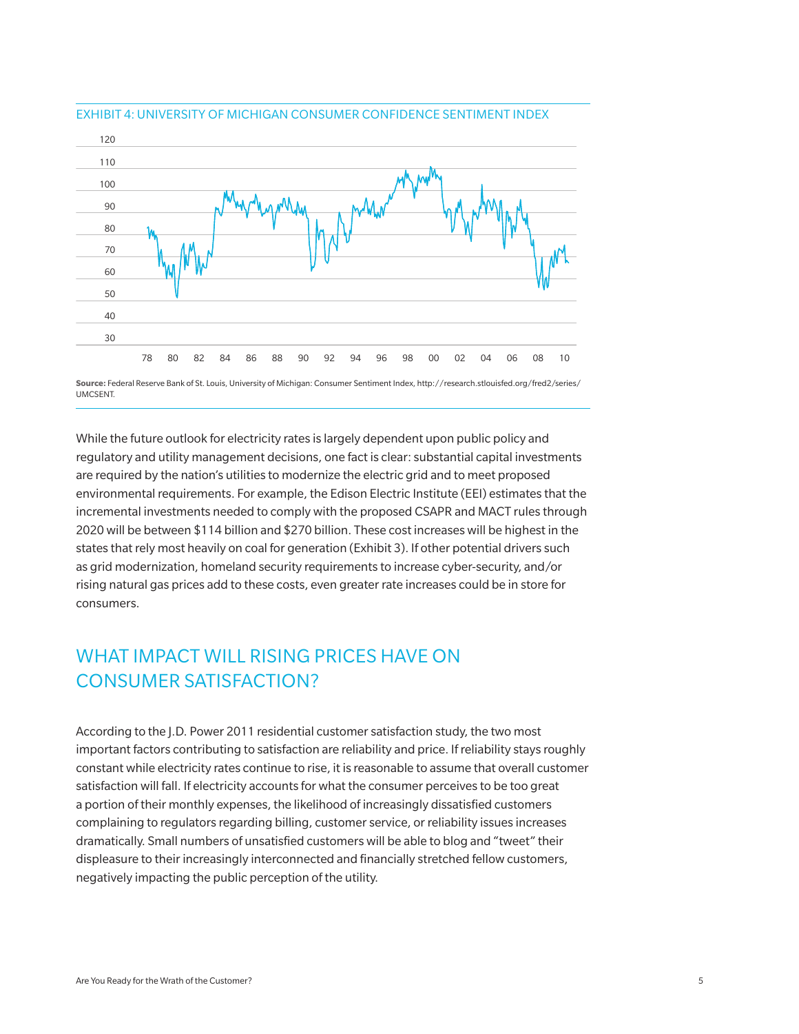EXHIBIT 4: UNIVERSITY OF MICHIGAN CONSUMER CONFIDENCE SENTIMENT INDEX

120
110
100
90
80
70
60
50
40
30

78 80 82 84 86 88 90 92 94 96 98 00 02 04 06 08 10

**Source:** Federal Reserve Bank of St. Louis, University of Michigan: Consumer Sentiment Index, http://research.stlouisfed.org/fred2/series/UMCSENT.

While the future outlook for electricity rates is largely dependent upon public policy and regulatory and utility management decisions, one fact is clear: substantial capital investments are required by the nation's utilities to modernize the electric grid and to meet proposed environmental requirements. For example, the Edison Electric Institute (EEI) estimates that the incremental investments needed to comply with the proposed CSAPR and MACT rules through 2020 will be between $114 billion and $270 billion. These cost increases will be highest in the states that rely most heavily on coal for generation (Exhibit 3). If other potential drivers such as grid modernization, homeland security requirements to increase cyber-security, and/or rising natural gas prices add to these costs, even greater rate increases could be in store for consumers.

## WHAT IMPACT WILL RISING PRICES HAVE ON CONSUMER SATISFACTION?

According to the J.D. Power 2011 residential customer satisfaction study, the two most important factors contributing to satisfaction are reliability and price. If reliability stays roughly constant while electricity rates continue to rise, it is reasonable to assume that overall customer satisfaction will fall. If electricity accounts for what the consumer perceives to be too great a portion of their monthly expenses, the likelihood of increasingly dissatisfied customers complaining to regulators regarding billing, customer service, or reliability issues increases dramatically. Small numbers of unsatisfied customers will be able to blog and "tweet" their displeasure to their increasingly interconnected and financially stretched fellow customers, negatively impacting the public perception of the utility.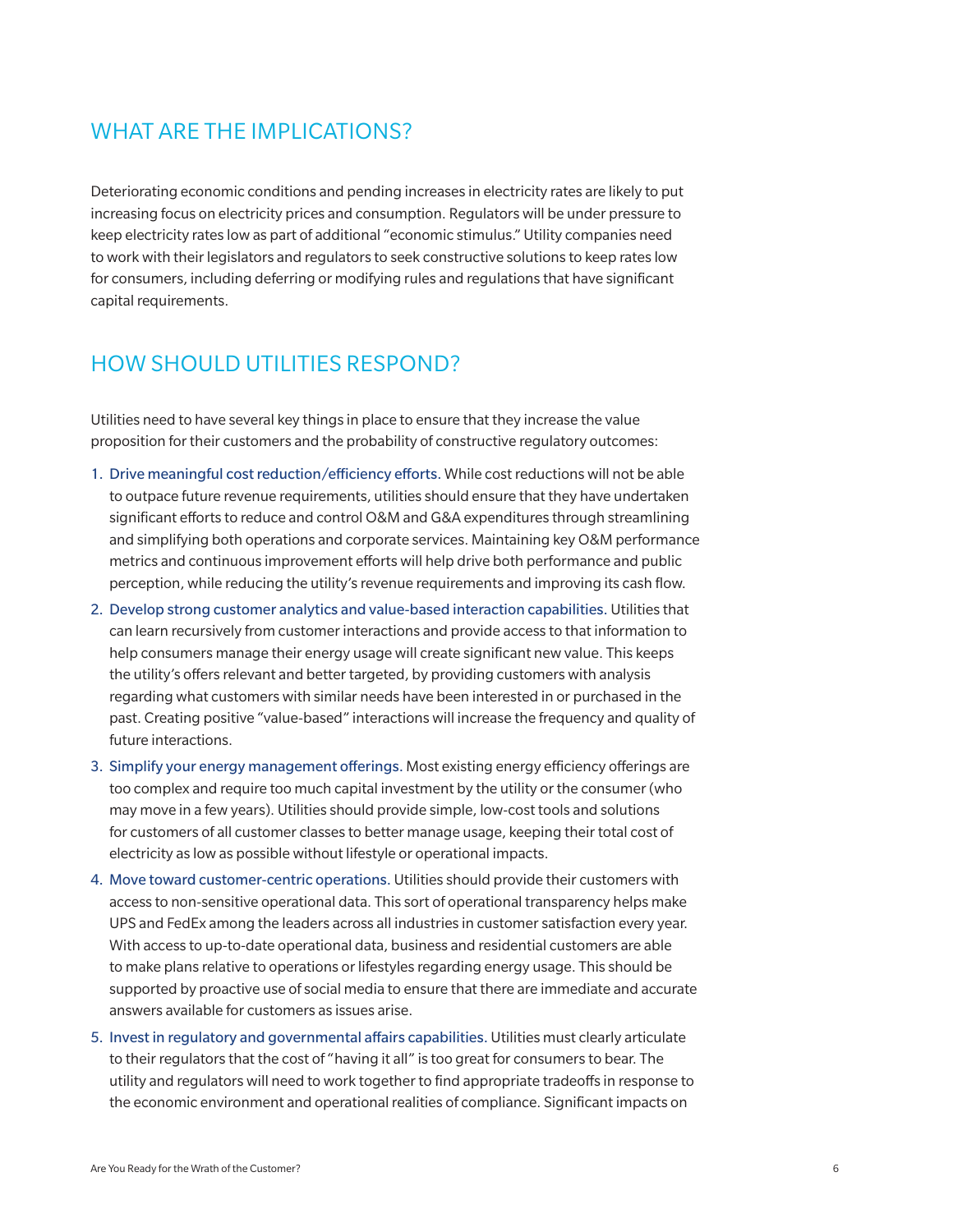## WHAT ARE THE IMPLICATIONS?

Deteriorating economic conditions and pending increases in electricity rates are likely to put increasing focus on electricity prices and consumption. Regulators will be under pressure to keep electricity rates low as part of additional "economic stimulus." Utility companies need to work with their legislators and regulators to seek constructive solutions to keep rates low for consumers, including deferring or modifying rules and regulations that have significant capital requirements.

## HOW SHOULD UTILITIES RESPOND?

Utilities need to have several key things in place to ensure that they increase the value proposition for their customers and the probability of constructive regulatory outcomes:

1. **Drive meaningful cost reduction/efficiency efforts.** While cost reductions will not be able to outpace future revenue requirements, utilities should ensure that they have undertaken significant efforts to reduce and control O&M and G&A expenditures through streamlining and simplifying both operations and corporate services. Maintaining key O&M performance metrics and continuous improvement efforts will help drive both performance and public perception, while reducing the utility's revenue requirements and improving its cash flow.
2. **Develop strong customer analytics and value-based interaction capabilities.** Utilities that can learn recursively from customer interactions and provide access to that information to help consumers manage their energy usage will create significant new value. This keeps the utility's offers relevant and better targeted, by providing customers with analysis regarding what customers with similar needs have been interested in or purchased in the past. Creating positive "value-based" interactions will increase the frequency and quality of future interactions.
3. **Simplify your energy management offerings.** Most existing energy efficiency offerings are too complex and require too much capital investment by the utility or the consumer (who may move in a few years). Utilities should provide simple, low-cost tools and solutions for customers of all customer classes to better manage usage, keeping their total cost of electricity as low as possible without lifestyle or operational impacts.
4. **Move toward customer-centric operations.** Utilities should provide their customers with access to non-sensitive operational data. This sort of operational transparency helps make UPS and FedEx among the leaders across all industries in customer satisfaction every year. With access to up-to-date operational data, business and residential customers are able to make plans relative to operations or lifestyles regarding energy usage. This should be supported by proactive use of social media to ensure that there are immediate and accurate answers available for customers as issues arise.
5. **Invest in regulatory and governmental affairs capabilities.** Utilities must clearly articulate to their regulators that the cost of "having it all" is too great for consumers to bear. The utility and regulators will need to work together to find appropriate tradeoffs in response to the economic environment and operational realities of compliance. Significant impacts on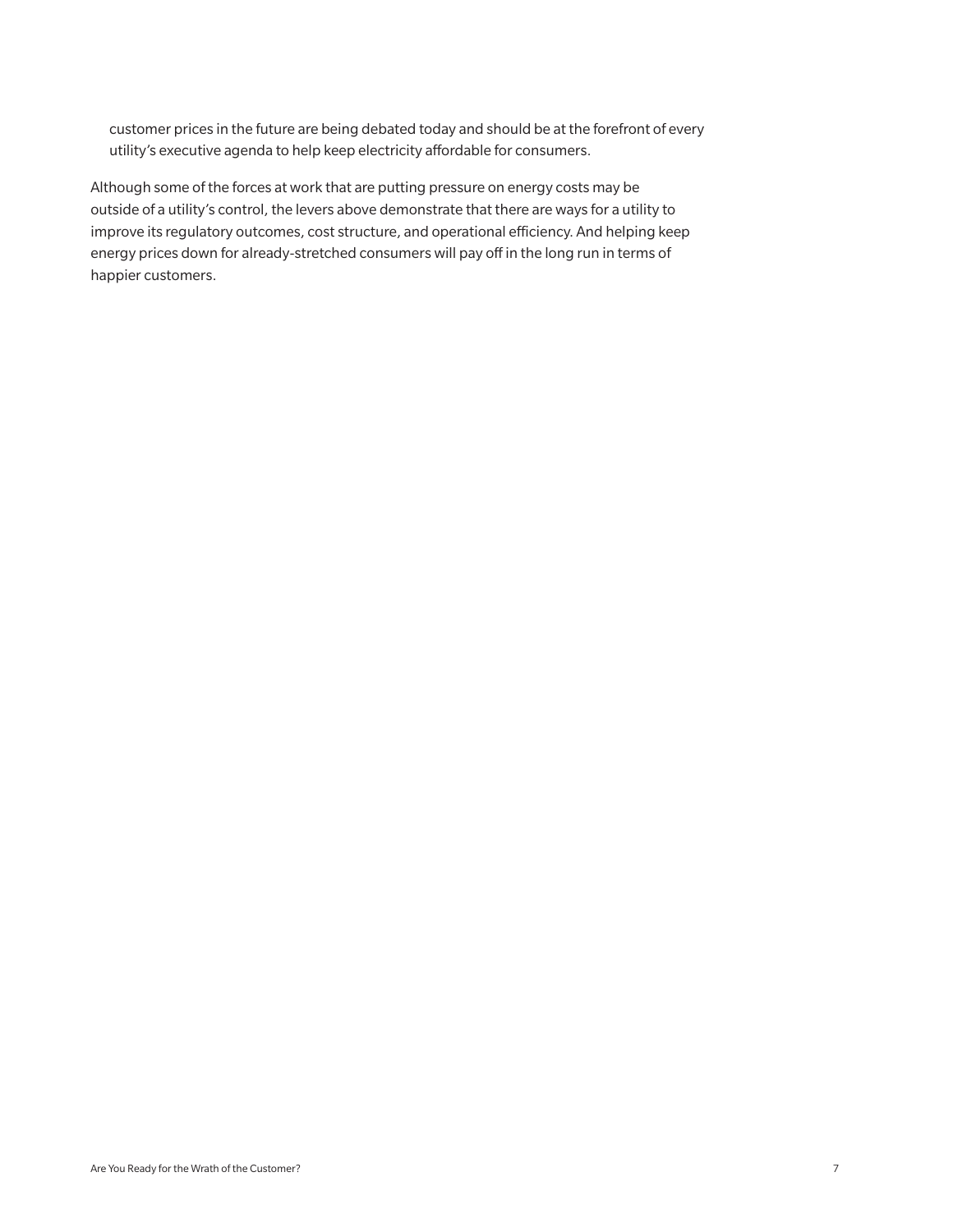customer prices in the future are being debated today and should be at the forefront of every utility's executive agenda to help keep electricity affordable for consumers.

Although some of the forces at work that are putting pressure on energy costs may be outside of a utility's control, the levers above demonstrate that there are ways for a utility to improve its regulatory outcomes, cost structure, and operational efficiency. And helping keep energy prices down for already-stretched consumers will pay off in the long run in terms of happier customers.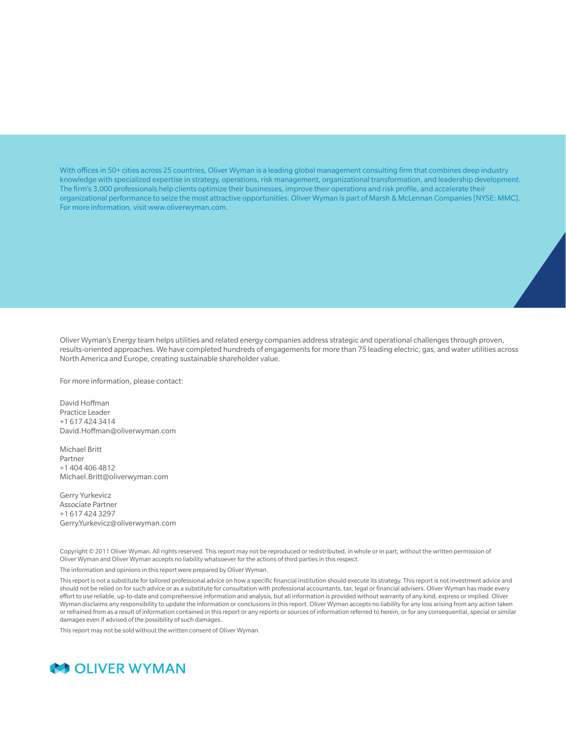With offices in 50+ cities across 25 countries, Oliver Wyman is a leading global management consulting firm that combines deep industry knowledge with specialized expertise in strategy, operations, risk management, organizational transformation, and leadership development. The firm's 3,000 professionals help clients optimize their businesses, improve their operations and risk profile, and accelerate their organizational performance to seize the most attractive opportunities. Oliver Wyman is part of Marsh & McLennan Companies [NYSE: MMC]. For more information, visit www.oliverwyman.com.

Oliver Wyman's Energy team helps utilities and related energy companies address strategic and operational challenges through proven, results-oriented approaches. We have completed hundreds of engagements for more than 75 leading electric, gas, and water utilities across North America and Europe, creating sustainable shareholder value.

For more information, please contact:

David Hoffman
Practice Leader
+1 617 424 3414
David.Hoffman@oliverwyman.com

Michael Britt
Partner
+1 404 406 4812
Michael.Britt@oliverwyman.com

Gerry Yurkevicz
Associate Partner
+1 617 424 3297
Gerry.Yurkevicz@oliverwyman.com

Copyright © 2011 Oliver Wyman. All rights reserved. This report may not be reproduced or redistributed, in whole or in part, without the written permission of Oliver Wyman and Oliver Wyman accepts no liability whatsoever for the actions of third parties in this respect.

The information and opinions in this report were prepared by Oliver Wyman.

This report is not a substitute for tailored professional advice on how a specific financial institution should execute its strategy. This report is not investment advice and should not be relied on for such advice or as a substitute for consultation with professional accountants, tax, legal or financial advisers. Oliver Wyman has made every effort to use reliable, up-to-date and comprehensive information and analysis, but all information is provided without warranty of any kind, express or implied. Oliver Wyman disclaims any responsibility to update the information or conclusions in this report. Oliver Wyman accepts no liability for any loss arising from any action taken or refrained from as a result of information contained in this report or any reports or sources of information referred to herein, or for any consequential, special or similar damages even if advised of the possibility of such damages.

This report may not be sold without the written consent of Oliver Wyman.

OLIVER WYMAN